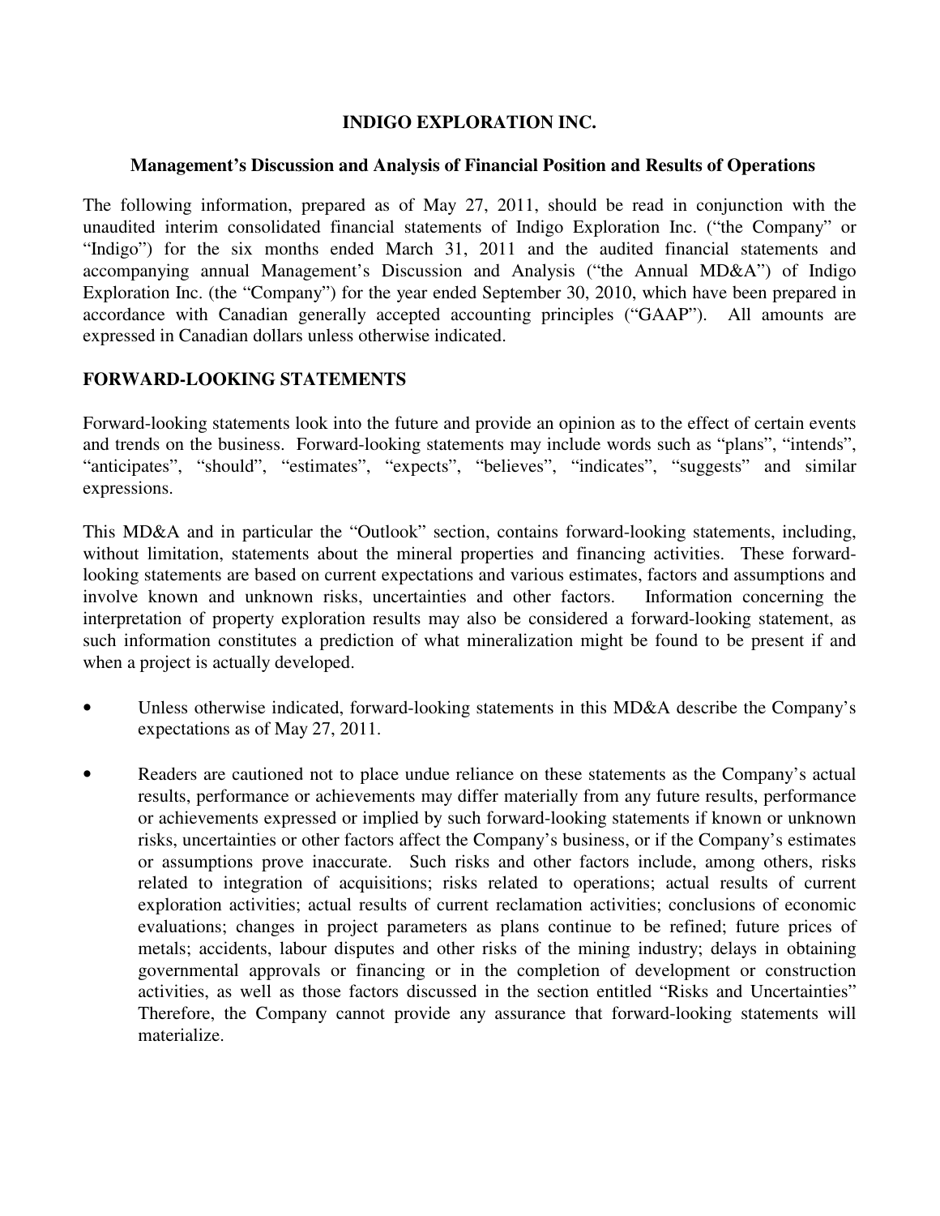# INDIGO EXPLORATION INC.

## Management's Discussion and Analysis of Financial Position and Results of Operations

The following information, prepared as of May 27, 2011, should be read in conjunction with the unaudited interim consolidated financial statements of Indigo Exploration Inc. ("the Company" or "Indigo") for the six months ended March 31, 2011 and the audited financial statements and accompanying annual Management's Discussion and Analysis ("the Annual MD&A") of Indigo Exploration Inc. (the "Company") for the year ended September 30, 2010, which have been prepared in accordance with Canadian generally accepted accounting principles ("GAAP"). All amounts are expressed in Canadian dollars unless otherwise indicated.

## FORWARD-LOOKING STATEMENTS

Forward-looking statements look into the future and provide an opinion as to the effect of certain events and trends on the business. Forward-looking statements may include words such as "plans", "intends", "anticipates", "should", "estimates", "expects", "believes", "indicates", "suggests" and similar expressions.

This MD&A and in particular the "Outlook" section, contains forward-looking statements, including, without limitation, statements about the mineral properties and financing activities. These forward-looking statements are based on current expectations and various estimates, factors and assumptions and involve known and unknown risks, uncertainties and other factors. Information concerning the interpretation of property exploration results may also be considered a forward-looking statement, as such information constitutes a prediction of what mineralization might be found to be present if and when a project is actually developed.

- Unless otherwise indicated, forward-looking statements in this MD&A describe the Company's expectations as of May 27, 2011.
- Readers are cautioned not to place undue reliance on these statements as the Company's actual results, performance or achievements may differ materially from any future results, performance or achievements expressed or implied by such forward-looking statements if known or unknown risks, uncertainties or other factors affect the Company's business, or if the Company's estimates or assumptions prove inaccurate. Such risks and other factors include, among others, risks related to integration of acquisitions; risks related to operations; actual results of current exploration activities; actual results of current reclamation activities; conclusions of economic evaluations; changes in project parameters as plans continue to be refined; future prices of metals; accidents, labour disputes and other risks of the mining industry; delays in obtaining governmental approvals or financing or in the completion of development or construction activities, as well as those factors discussed in the section entitled "Risks and Uncertainties" Therefore, the Company cannot provide any assurance that forward-looking statements will materialize.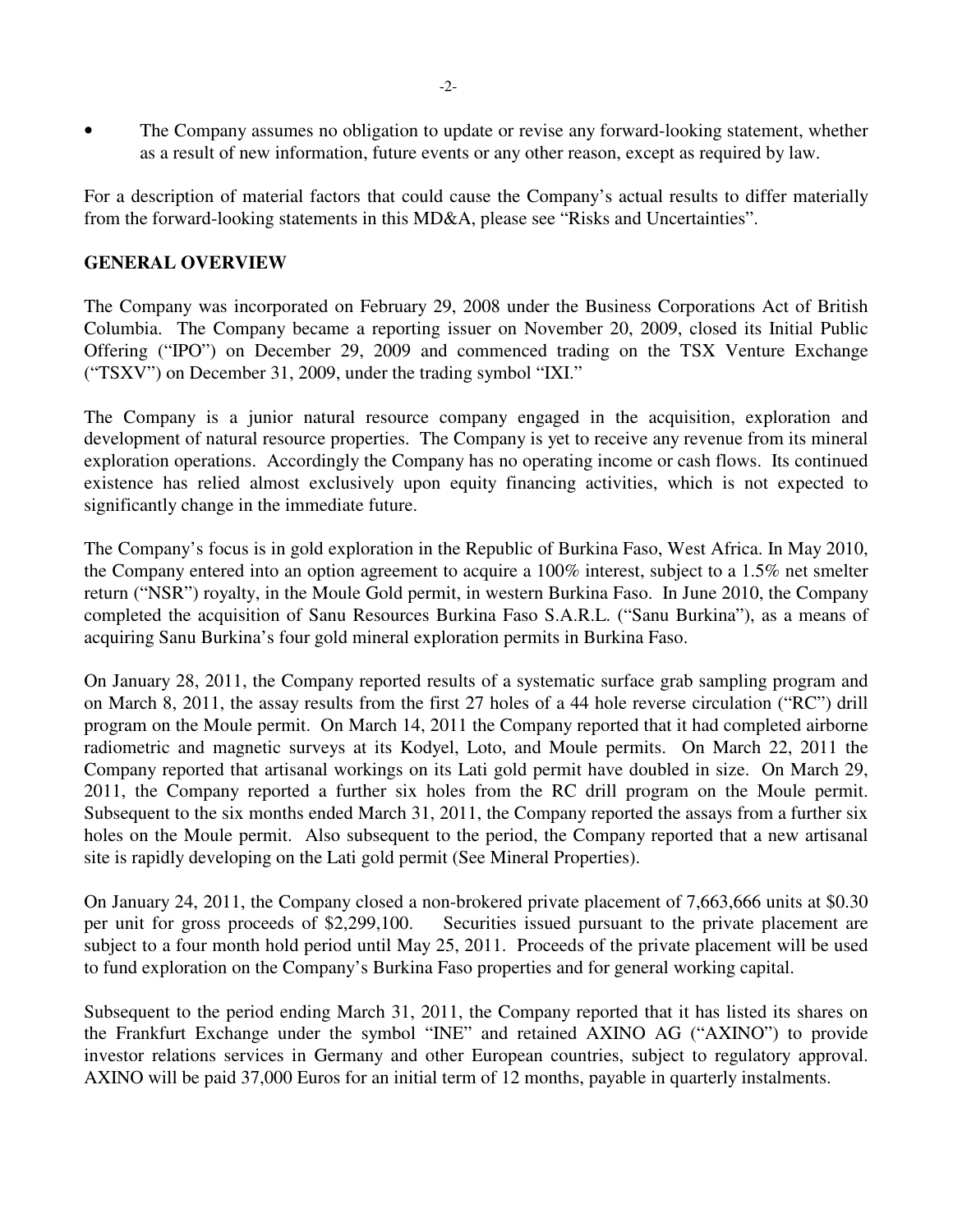- The Company assumes no obligation to update or revise any forward-looking statement, whether as a result of new information, future events or any other reason, except as required by law.

For a description of material factors that could cause the Company's actual results to differ materially from the forward-looking statements in this MD&A, please see "Risks and Uncertainties".

## GENERAL OVERVIEW

The Company was incorporated on February 29, 2008 under the Business Corporations Act of British Columbia. The Company became a reporting issuer on November 20, 2009, closed its Initial Public Offering ("IPO") on December 29, 2009 and commenced trading on the TSX Venture Exchange ("TSXV") on December 31, 2009, under the trading symbol "IXI."

The Company is a junior natural resource company engaged in the acquisition, exploration and development of natural resource properties. The Company is yet to receive any revenue from its mineral exploration operations. Accordingly the Company has no operating income or cash flows. Its continued existence has relied almost exclusively upon equity financing activities, which is not expected to significantly change in the immediate future.

The Company's focus is in gold exploration in the Republic of Burkina Faso, West Africa. In May 2010, the Company entered into an option agreement to acquire a 100% interest, subject to a 1.5% net smelter return ("NSR") royalty, in the Moule Gold permit, in western Burkina Faso. In June 2010, the Company completed the acquisition of Sanu Resources Burkina Faso S.A.R.L. ("Sanu Burkina"), as a means of acquiring Sanu Burkina's four gold mineral exploration permits in Burkina Faso.

On January 28, 2011, the Company reported results of a systematic surface grab sampling program and on March 8, 2011, the assay results from the first 27 holes of a 44 hole reverse circulation ("RC") drill program on the Moule permit. On March 14, 2011 the Company reported that it had completed airborne radiometric and magnetic surveys at its Kodyel, Loto, and Moule permits. On March 22, 2011 the Company reported that artisanal workings on its Lati gold permit have doubled in size. On March 29, 2011, the Company reported a further six holes from the RC drill program on the Moule permit. Subsequent to the six months ended March 31, 2011, the Company reported the assays from a further six holes on the Moule permit. Also subsequent to the period, the Company reported that a new artisanal site is rapidly developing on the Lati gold permit (See Mineral Properties).

On January 24, 2011, the Company closed a non-brokered private placement of 7,663,666 units at $0.30 per unit for gross proceeds of $2,299,100. Securities issued pursuant to the private placement are subject to a four month hold period until May 25, 2011. Proceeds of the private placement will be used to fund exploration on the Company's Burkina Faso properties and for general working capital.

Subsequent to the period ending March 31, 2011, the Company reported that it has listed its shares on the Frankfurt Exchange under the symbol "INE" and retained AXINO AG ("AXINO") to provide investor relations services in Germany and other European countries, subject to regulatory approval. AXINO will be paid 37,000 Euros for an initial term of 12 months, payable in quarterly instalments.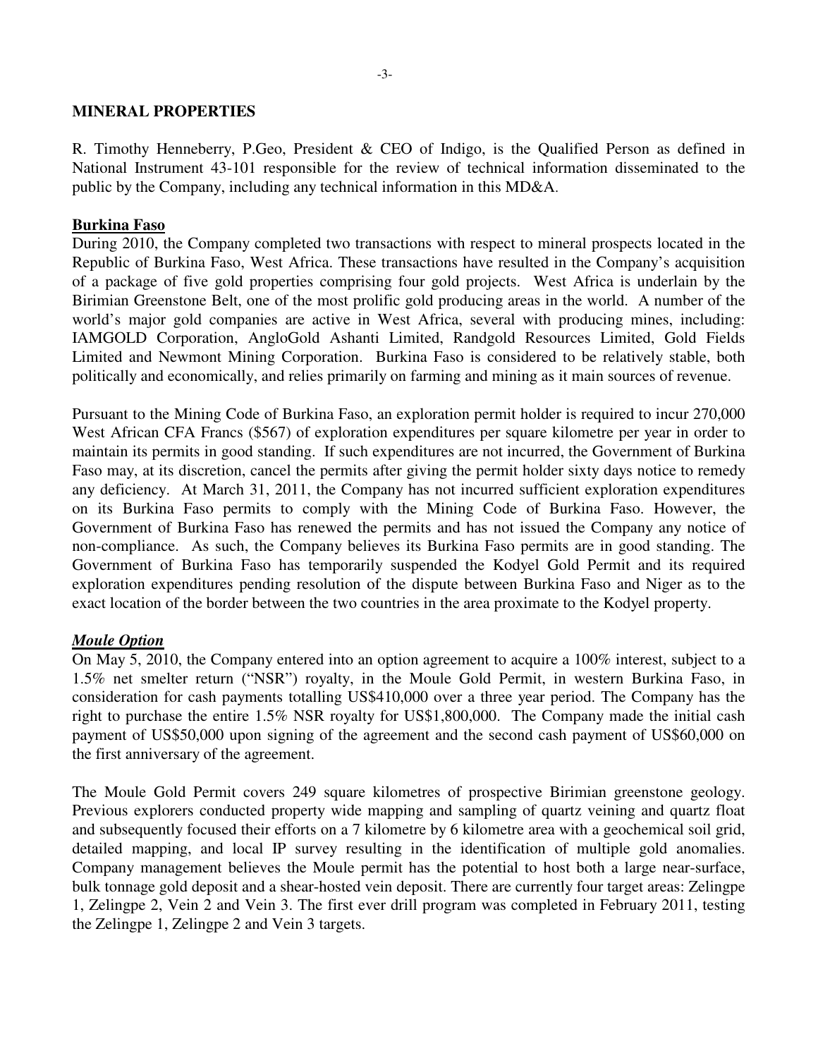## MINERAL PROPERTIES

R. Timothy Henneberry, P.Geo, President & CEO of Indigo, is the Qualified Person as defined in National Instrument 43-101 responsible for the review of technical information disseminated to the public by the Company, including any technical information in this MD&A.

### Burkina Faso

During 2010, the Company completed two transactions with respect to mineral prospects located in the Republic of Burkina Faso, West Africa. These transactions have resulted in the Company's acquisition of a package of five gold properties comprising four gold projects. West Africa is underlain by the Birimian Greenstone Belt, one of the most prolific gold producing areas in the world. A number of the world's major gold companies are active in West Africa, several with producing mines, including: IAMGOLD Corporation, AngloGold Ashanti Limited, Randgold Resources Limited, Gold Fields Limited and Newmont Mining Corporation. Burkina Faso is considered to be relatively stable, both politically and economically, and relies primarily on farming and mining as it main sources of revenue.

Pursuant to the Mining Code of Burkina Faso, an exploration permit holder is required to incur 270,000 West African CFA Francs ($567) of exploration expenditures per square kilometre per year in order to maintain its permits in good standing. If such expenditures are not incurred, the Government of Burkina Faso may, at its discretion, cancel the permits after giving the permit holder sixty days notice to remedy any deficiency. At March 31, 2011, the Company has not incurred sufficient exploration expenditures on its Burkina Faso permits to comply with the Mining Code of Burkina Faso. However, the Government of Burkina Faso has renewed the permits and has not issued the Company any notice of non-compliance. As such, the Company believes its Burkina Faso permits are in good standing. The Government of Burkina Faso has temporarily suspended the Kodyel Gold Permit and its required exploration expenditures pending resolution of the dispute between Burkina Faso and Niger as to the exact location of the border between the two countries in the area proximate to the Kodyel property.

#### *Moule Option*

On May 5, 2010, the Company entered into an option agreement to acquire a 100% interest, subject to a 1.5% net smelter return ("NSR") royalty, in the Moule Gold Permit, in western Burkina Faso, in consideration for cash payments totalling US$410,000 over a three year period. The Company has the right to purchase the entire 1.5% NSR royalty for US$1,800,000. The Company made the initial cash payment of US$50,000 upon signing of the agreement and the second cash payment of US$60,000 on the first anniversary of the agreement.

The Moule Gold Permit covers 249 square kilometres of prospective Birimian greenstone geology. Previous explorers conducted property wide mapping and sampling of quartz veining and quartz float and subsequently focused their efforts on a 7 kilometre by 6 kilometre area with a geochemical soil grid, detailed mapping, and local IP survey resulting in the identification of multiple gold anomalies. Company management believes the Moule permit has the potential to host both a large near-surface, bulk tonnage gold deposit and a shear-hosted vein deposit. There are currently four target areas: Zelingpe 1, Zelingpe 2, Vein 2 and Vein 3. The first ever drill program was completed in February 2011, testing the Zelingpe 1, Zelingpe 2 and Vein 3 targets.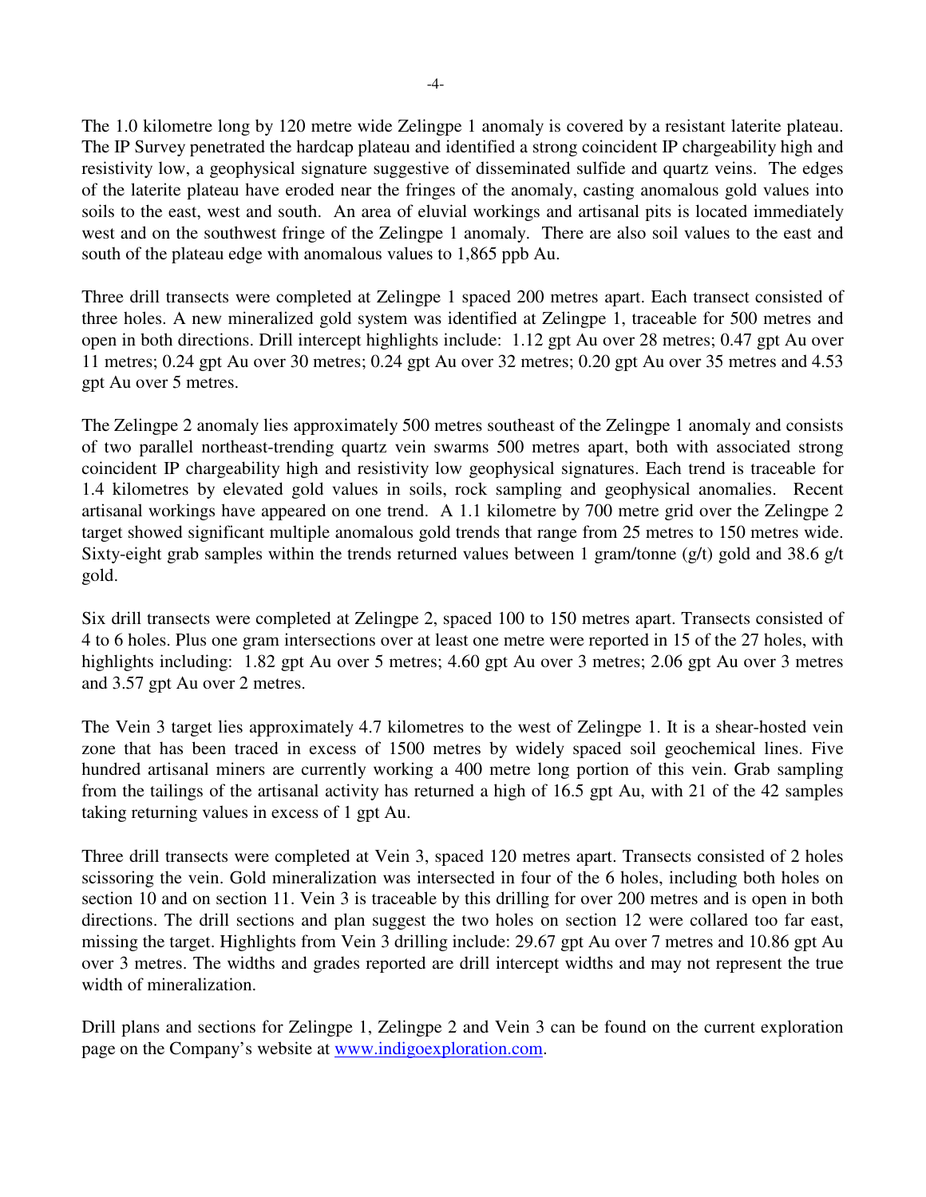The 1.0 kilometre long by 120 metre wide Zelingpe 1 anomaly is covered by a resistant laterite plateau. The IP Survey penetrated the hardcap plateau and identified a strong coincident IP chargeability high and resistivity low, a geophysical signature suggestive of disseminated sulfide and quartz veins. The edges of the laterite plateau have eroded near the fringes of the anomaly, casting anomalous gold values into soils to the east, west and south. An area of eluvial workings and artisanal pits is located immediately west and on the southwest fringe of the Zelingpe 1 anomaly. There are also soil values to the east and south of the plateau edge with anomalous values to 1,865 ppb Au.

Three drill transects were completed at Zelingpe 1 spaced 200 metres apart. Each transect consisted of three holes. A new mineralized gold system was identified at Zelingpe 1, traceable for 500 metres and open in both directions. Drill intercept highlights include: 1.12 gpt Au over 28 metres; 0.47 gpt Au over 11 metres; 0.24 gpt Au over 30 metres; 0.24 gpt Au over 32 metres; 0.20 gpt Au over 35 metres and 4.53 gpt Au over 5 metres.

The Zelingpe 2 anomaly lies approximately 500 metres southeast of the Zelingpe 1 anomaly and consists of two parallel northeast-trending quartz vein swarms 500 metres apart, both with associated strong coincident IP chargeability high and resistivity low geophysical signatures. Each trend is traceable for 1.4 kilometres by elevated gold values in soils, rock sampling and geophysical anomalies. Recent artisanal workings have appeared on one trend. A 1.1 kilometre by 700 metre grid over the Zelingpe 2 target showed significant multiple anomalous gold trends that range from 25 metres to 150 metres wide. Sixty-eight grab samples within the trends returned values between 1 gram/tonne (g/t) gold and 38.6 g/t gold.

Six drill transects were completed at Zelingpe 2, spaced 100 to 150 metres apart. Transects consisted of 4 to 6 holes. Plus one gram intersections over at least one metre were reported in 15 of the 27 holes, with highlights including: 1.82 gpt Au over 5 metres; 4.60 gpt Au over 3 metres; 2.06 gpt Au over 3 metres and 3.57 gpt Au over 2 metres.

The Vein 3 target lies approximately 4.7 kilometres to the west of Zelingpe 1. It is a shear-hosted vein zone that has been traced in excess of 1500 metres by widely spaced soil geochemical lines. Five hundred artisanal miners are currently working a 400 metre long portion of this vein. Grab sampling from the tailings of the artisanal activity has returned a high of 16.5 gpt Au, with 21 of the 42 samples taking returning values in excess of 1 gpt Au.

Three drill transects were completed at Vein 3, spaced 120 metres apart. Transects consisted of 2 holes scissoring the vein. Gold mineralization was intersected in four of the 6 holes, including both holes on section 10 and on section 11. Vein 3 is traceable by this drilling for over 200 metres and is open in both directions. The drill sections and plan suggest the two holes on section 12 were collared too far east, missing the target. Highlights from Vein 3 drilling include: 29.67 gpt Au over 7 metres and 10.86 gpt Au over 3 metres. The widths and grades reported are drill intercept widths and may not represent the true width of mineralization.

Drill plans and sections for Zelingpe 1, Zelingpe 2 and Vein 3 can be found on the current exploration page on the Company's website at www.indigoexploration.com.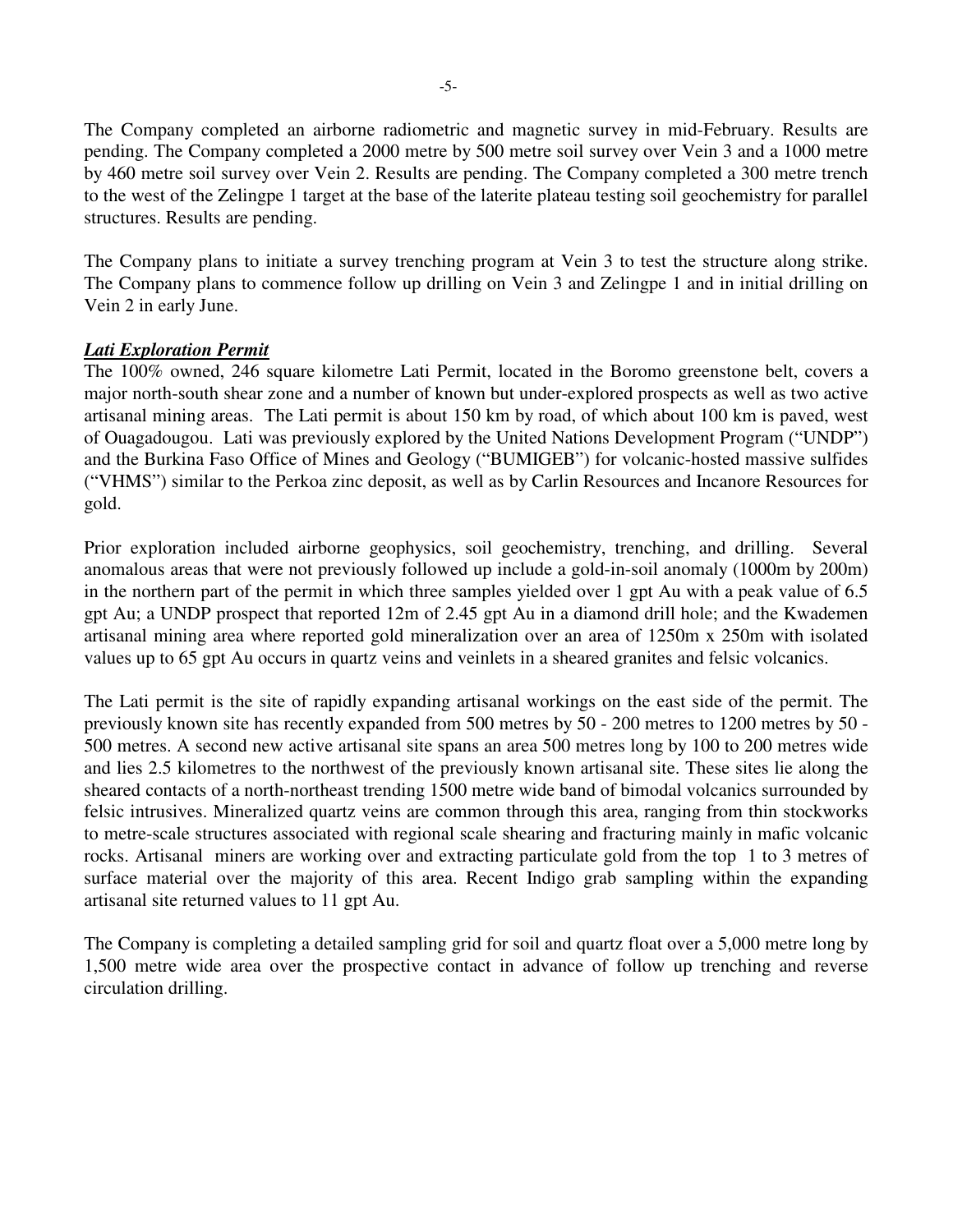The Company completed an airborne radiometric and magnetic survey in mid-February. Results are pending. The Company completed a 2000 metre by 500 metre soil survey over Vein 3 and a 1000 metre by 460 metre soil survey over Vein 2. Results are pending. The Company completed a 300 metre trench to the west of the Zelingpe 1 target at the base of the laterite plateau testing soil geochemistry for parallel structures. Results are pending.

The Company plans to initiate a survey trenching program at Vein 3 to test the structure along strike. The Company plans to commence follow up drilling on Vein 3 and Zelingpe 1 and in initial drilling on Vein 2 in early June.

***Lati Exploration Permit***

The 100% owned, 246 square kilometre Lati Permit, located in the Boromo greenstone belt, covers a major north-south shear zone and a number of known but under-explored prospects as well as two active artisanal mining areas. The Lati permit is about 150 km by road, of which about 100 km is paved, west of Ouagadougou. Lati was previously explored by the United Nations Development Program ("UNDP") and the Burkina Faso Office of Mines and Geology ("BUMIGEB") for volcanic-hosted massive sulfides ("VHMS") similar to the Perkoa zinc deposit, as well as by Carlin Resources and Incanore Resources for gold.

Prior exploration included airborne geophysics, soil geochemistry, trenching, and drilling. Several anomalous areas that were not previously followed up include a gold-in-soil anomaly (1000m by 200m) in the northern part of the permit in which three samples yielded over 1 gpt Au with a peak value of 6.5 gpt Au; a UNDP prospect that reported 12m of 2.45 gpt Au in a diamond drill hole; and the Kwademen artisanal mining area where reported gold mineralization over an area of 1250m x 250m with isolated values up to 65 gpt Au occurs in quartz veins and veinlets in a sheared granites and felsic volcanics.

The Lati permit is the site of rapidly expanding artisanal workings on the east side of the permit. The previously known site has recently expanded from 500 metres by 50 - 200 metres to 1200 metres by 50 - 500 metres. A second new active artisanal site spans an area 500 metres long by 100 to 200 metres wide and lies 2.5 kilometres to the northwest of the previously known artisanal site. These sites lie along the sheared contacts of a north-northeast trending 1500 metre wide band of bimodal volcanics surrounded by felsic intrusives. Mineralized quartz veins are common through this area, ranging from thin stockworks to metre-scale structures associated with regional scale shearing and fracturing mainly in mafic volcanic rocks. Artisanal miners are working over and extracting particulate gold from the top 1 to 3 metres of surface material over the majority of this area. Recent Indigo grab sampling within the expanding artisanal site returned values to 11 gpt Au.

The Company is completing a detailed sampling grid for soil and quartz float over a 5,000 metre long by 1,500 metre wide area over the prospective contact in advance of follow up trenching and reverse circulation drilling.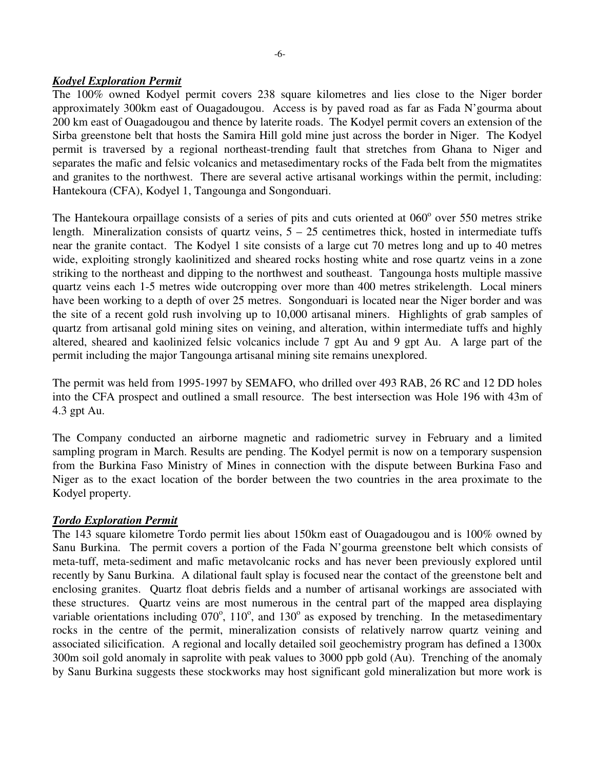***Kodyel Exploration Permit***

The 100% owned Kodyel permit covers 238 square kilometres and lies close to the Niger border approximately 300km east of Ouagadougou. Access is by paved road as far as Fada N'gourma about 200 km east of Ouagadougou and thence by laterite roads. The Kodyel permit covers an extension of the Sirba greenstone belt that hosts the Samira Hill gold mine just across the border in Niger. The Kodyel permit is traversed by a regional northeast-trending fault that stretches from Ghana to Niger and separates the mafic and felsic volcanics and metasedimentary rocks of the Fada belt from the migmatites and granites to the northwest. There are several active artisanal workings within the permit, including: Hantekoura (CFA), Kodyel 1, Tangounga and Songonduari.

The Hantekoura orpaillage consists of a series of pits and cuts oriented at 060$^{o}$ over 550 metres strike length. Mineralization consists of quartz veins, 5 – 25 centimetres thick, hosted in intermediate tuffs near the granite contact. The Kodyel 1 site consists of a large cut 70 metres long and up to 40 metres wide, exploiting strongly kaolinitized and sheared rocks hosting white and rose quartz veins in a zone striking to the northeast and dipping to the northwest and southeast. Tangounga hosts multiple massive quartz veins each 1-5 metres wide outcropping over more than 400 metres strikelength. Local miners have been working to a depth of over 25 metres. Songonduari is located near the Niger border and was the site of a recent gold rush involving up to 10,000 artisanal miners. Highlights of grab samples of quartz from artisanal gold mining sites on veining, and alteration, within intermediate tuffs and highly altered, sheared and kaolinized felsic volcanics include 7 gpt Au and 9 gpt Au. A large part of the permit including the major Tangounga artisanal mining site remains unexplored.

The permit was held from 1995-1997 by SEMAFO, who drilled over 493 RAB, 26 RC and 12 DD holes into the CFA prospect and outlined a small resource. The best intersection was Hole 196 with 43m of 4.3 gpt Au.

The Company conducted an airborne magnetic and radiometric survey in February and a limited sampling program in March. Results are pending. The Kodyel permit is now on a temporary suspension from the Burkina Faso Ministry of Mines in connection with the dispute between Burkina Faso and Niger as to the exact location of the border between the two countries in the area proximate to the Kodyel property.

***Tordo Exploration Permit***

The 143 square kilometre Tordo permit lies about 150km east of Ouagadougou and is 100% owned by Sanu Burkina. The permit covers a portion of the Fada N'gourma greenstone belt which consists of meta-tuff, meta-sediment and mafic metavolcanic rocks and has never been previously explored until recently by Sanu Burkina. A dilational fault splay is focused near the contact of the greenstone belt and enclosing granites. Quartz float debris fields and a number of artisanal workings are associated with these structures. Quartz veins are most numerous in the central part of the mapped area displaying variable orientations including 070$^{o}$, 110$^{o}$, and 130$^{o}$ as exposed by trenching. In the metasedimentary rocks in the centre of the permit, mineralization consists of relatively narrow quartz veining and associated silicification. A regional and locally detailed soil geochemistry program has defined a 1300x 300m soil gold anomaly in saprolite with peak values to 3000 ppb gold (Au). Trenching of the anomaly by Sanu Burkina suggests these stockworks may host significant gold mineralization but more work is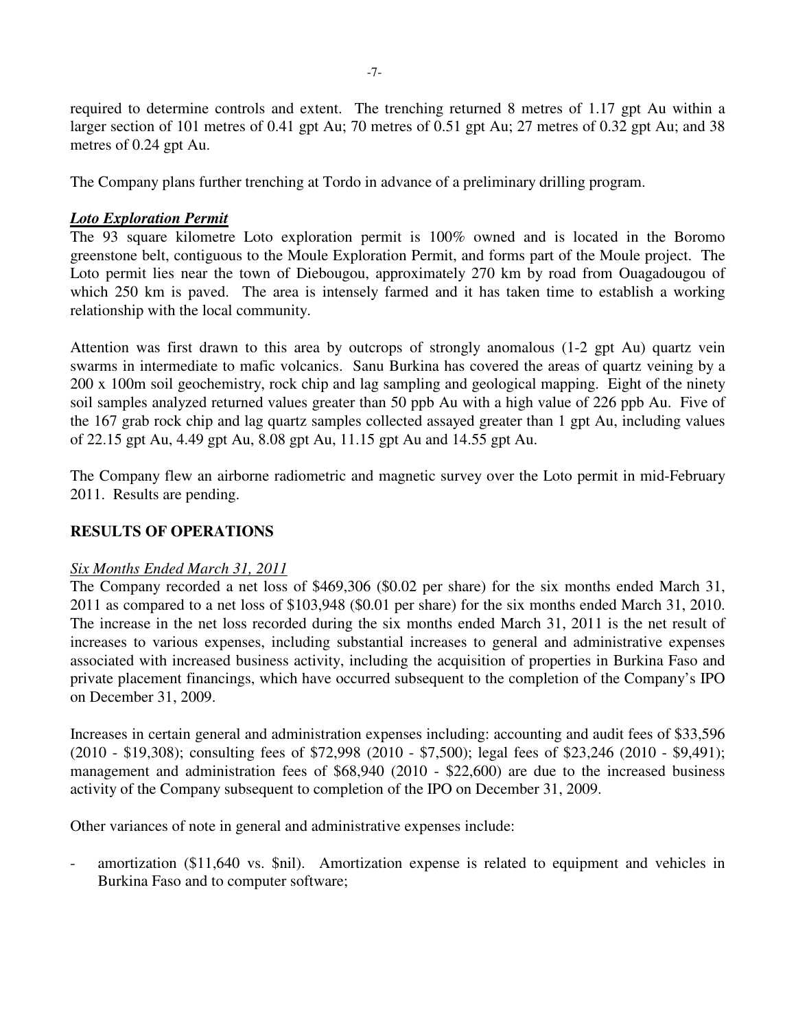required to determine controls and extent. The trenching returned 8 metres of 1.17 gpt Au within a larger section of 101 metres of 0.41 gpt Au; 70 metres of 0.51 gpt Au; 27 metres of 0.32 gpt Au; and 38 metres of 0.24 gpt Au.

The Company plans further trenching at Tordo in advance of a preliminary drilling program.

***Loto Exploration Permit***

The 93 square kilometre Loto exploration permit is 100% owned and is located in the Boromo greenstone belt, contiguous to the Moule Exploration Permit, and forms part of the Moule project. The Loto permit lies near the town of Diebougou, approximately 270 km by road from Ouagadougou of which 250 km is paved. The area is intensely farmed and it has taken time to establish a working relationship with the local community.

Attention was first drawn to this area by outcrops of strongly anomalous (1-2 gpt Au) quartz vein swarms in intermediate to mafic volcanics. Sanu Burkina has covered the areas of quartz veining by a 200 x 100m soil geochemistry, rock chip and lag sampling and geological mapping. Eight of the ninety soil samples analyzed returned values greater than 50 ppb Au with a high value of 226 ppb Au. Five of the 167 grab rock chip and lag quartz samples collected assayed greater than 1 gpt Au, including values of 22.15 gpt Au, 4.49 gpt Au, 8.08 gpt Au, 11.15 gpt Au and 14.55 gpt Au.

The Company flew an airborne radiometric and magnetic survey over the Loto permit in mid-February 2011. Results are pending.

## RESULTS OF OPERATIONS

*Six Months Ended March 31, 2011*

The Company recorded a net loss of $469,306 ($0.02 per share) for the six months ended March 31, 2011 as compared to a net loss of $103,948 ($0.01 per share) for the six months ended March 31, 2010. The increase in the net loss recorded during the six months ended March 31, 2011 is the net result of increases to various expenses, including substantial increases to general and administrative expenses associated with increased business activity, including the acquisition of properties in Burkina Faso and private placement financings, which have occurred subsequent to the completion of the Company's IPO on December 31, 2009.

Increases in certain general and administration expenses including: accounting and audit fees of $33,596 (2010 - $19,308); consulting fees of $72,998 (2010 - $7,500); legal fees of $23,246 (2010 - $9,491); management and administration fees of $68,940 (2010 - $22,600) are due to the increased business activity of the Company subsequent to completion of the IPO on December 31, 2009.

Other variances of note in general and administrative expenses include:

- amortization ($11,640 vs. $nil). Amortization expense is related to equipment and vehicles in Burkina Faso and to computer software;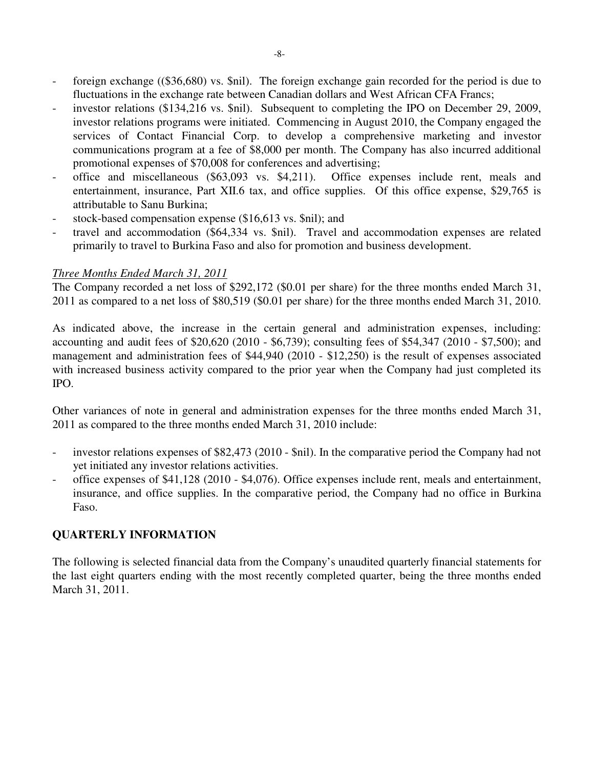- foreign exchange (($36,680) vs. $nil). The foreign exchange gain recorded for the period is due to fluctuations in the exchange rate between Canadian dollars and West African CFA Francs;
- investor relations ($134,216 vs. $nil). Subsequent to completing the IPO on December 29, 2009, investor relations programs were initiated. Commencing in August 2010, the Company engaged the services of Contact Financial Corp. to develop a comprehensive marketing and investor communications program at a fee of $8,000 per month. The Company has also incurred additional promotional expenses of $70,008 for conferences and advertising;
- office and miscellaneous ($63,093 vs. $4,211). Office expenses include rent, meals and entertainment, insurance, Part XII.6 tax, and office supplies. Of this office expense, $29,765 is attributable to Sanu Burkina;
- stock-based compensation expense ($16,613 vs. $nil); and
- travel and accommodation ($64,334 vs. $nil). Travel and accommodation expenses are related primarily to travel to Burkina Faso and also for promotion and business development.

*Three Months Ended March 31, 2011*

The Company recorded a net loss of $292,172 ($0.01 per share) for the three months ended March 31, 2011 as compared to a net loss of $80,519 ($0.01 per share) for the three months ended March 31, 2010.

As indicated above, the increase in the certain general and administration expenses, including: accounting and audit fees of $20,620 (2010 - $6,739); consulting fees of $54,347 (2010 - $7,500); and management and administration fees of $44,940 (2010 - $12,250) is the result of expenses associated with increased business activity compared to the prior year when the Company had just completed its IPO.

Other variances of note in general and administration expenses for the three months ended March 31, 2011 as compared to the three months ended March 31, 2010 include:

- investor relations expenses of $82,473 (2010 - $nil). In the comparative period the Company had not yet initiated any investor relations activities.
- office expenses of $41,128 (2010 - $4,076). Office expenses include rent, meals and entertainment, insurance, and office supplies. In the comparative period, the Company had no office in Burkina Faso.

## QUARTERLY INFORMATION

The following is selected financial data from the Company's unaudited quarterly financial statements for the last eight quarters ending with the most recently completed quarter, being the three months ended March 31, 2011.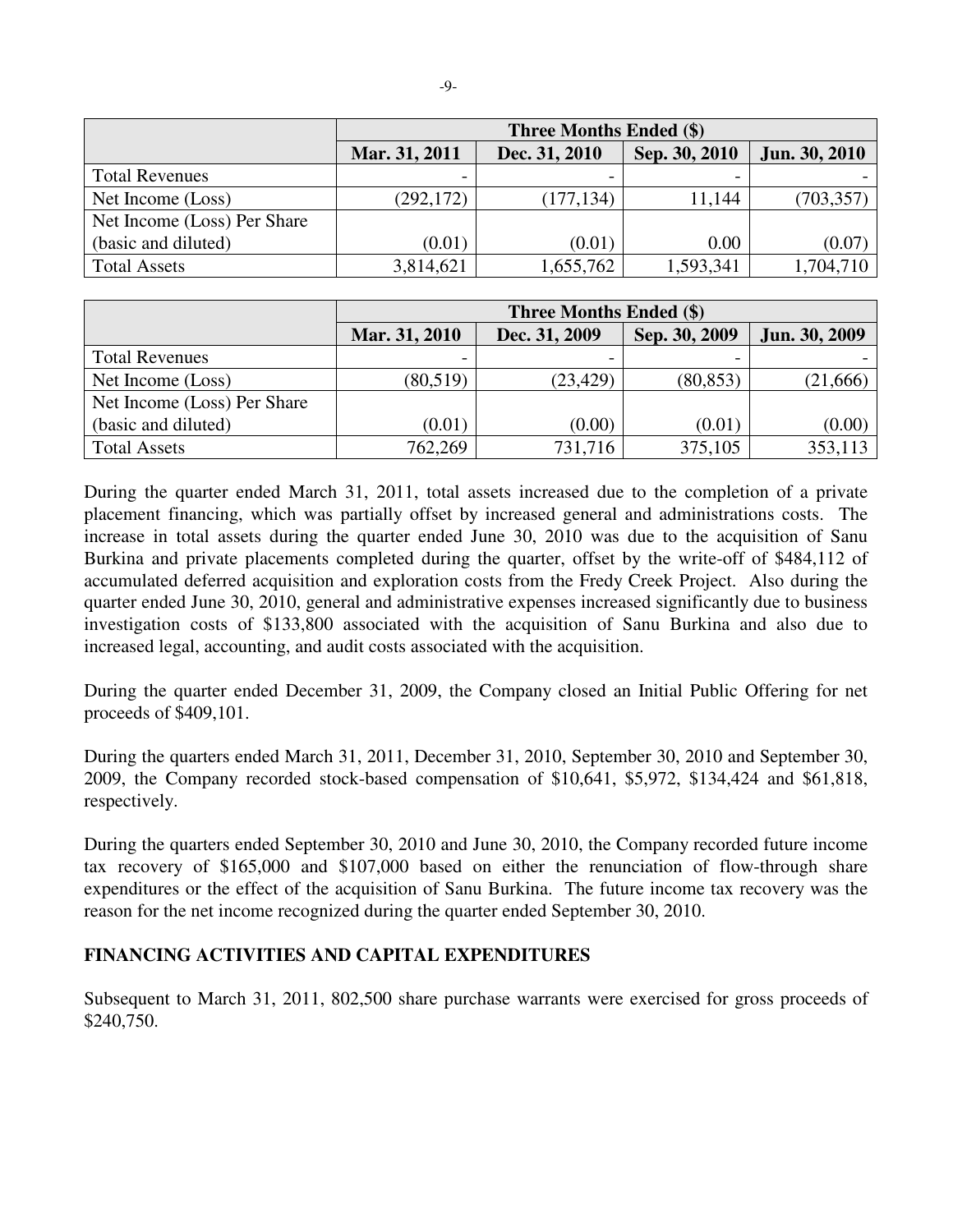| | Three Months Ended ($) | | | |
|---|---|---|---|---|
| | **Mar. 31, 2011** | **Dec. 31, 2010** | **Sep. 30, 2010** | **Jun. 30, 2010** |
| Total Revenues | - | - | - | - |
| Net Income (Loss) | (292,172) | (177,134) | 11,144 | (703,357) |
| Net Income (Loss) Per Share (basic and diluted) | (0.01) | (0.01) | 0.00 | (0.07) |
| Total Assets | 3,814,621 | 1,655,762 | 1,593,341 | 1,704,710 |

| | Three Months Ended ($) | | | |
|---|---|---|---|---|
| | **Mar. 31, 2010** | **Dec. 31, 2009** | **Sep. 30, 2009** | **Jun. 30, 2009** |
| Total Revenues | - | - | - | - |
| Net Income (Loss) | (80,519) | (23,429) | (80,853) | (21,666) |
| Net Income (Loss) Per Share (basic and diluted) | (0.01) | (0.00) | (0.01) | (0.00) |
| Total Assets | 762,269 | 731,716 | 375,105 | 353,113 |

During the quarter ended March 31, 2011, total assets increased due to the completion of a private placement financing, which was partially offset by increased general and administrations costs. The increase in total assets during the quarter ended June 30, 2010 was due to the acquisition of Sanu Burkina and private placements completed during the quarter, offset by the write-off of $484,112 of accumulated deferred acquisition and exploration costs from the Fredy Creek Project. Also during the quarter ended June 30, 2010, general and administrative expenses increased significantly due to business investigation costs of $133,800 associated with the acquisition of Sanu Burkina and also due to increased legal, accounting, and audit costs associated with the acquisition.

During the quarter ended December 31, 2009, the Company closed an Initial Public Offering for net proceeds of $409,101.

During the quarters ended March 31, 2011, December 31, 2010, September 30, 2010 and September 30, 2009, the Company recorded stock-based compensation of $10,641, $5,972, $134,424 and $61,818, respectively.

During the quarters ended September 30, 2010 and June 30, 2010, the Company recorded future income tax recovery of $165,000 and $107,000 based on either the renunciation of flow-through share expenditures or the effect of the acquisition of Sanu Burkina. The future income tax recovery was the reason for the net income recognized during the quarter ended September 30, 2010.

## FINANCING ACTIVITIES AND CAPITAL EXPENDITURES

Subsequent to March 31, 2011, 802,500 share purchase warrants were exercised for gross proceeds of $240,750.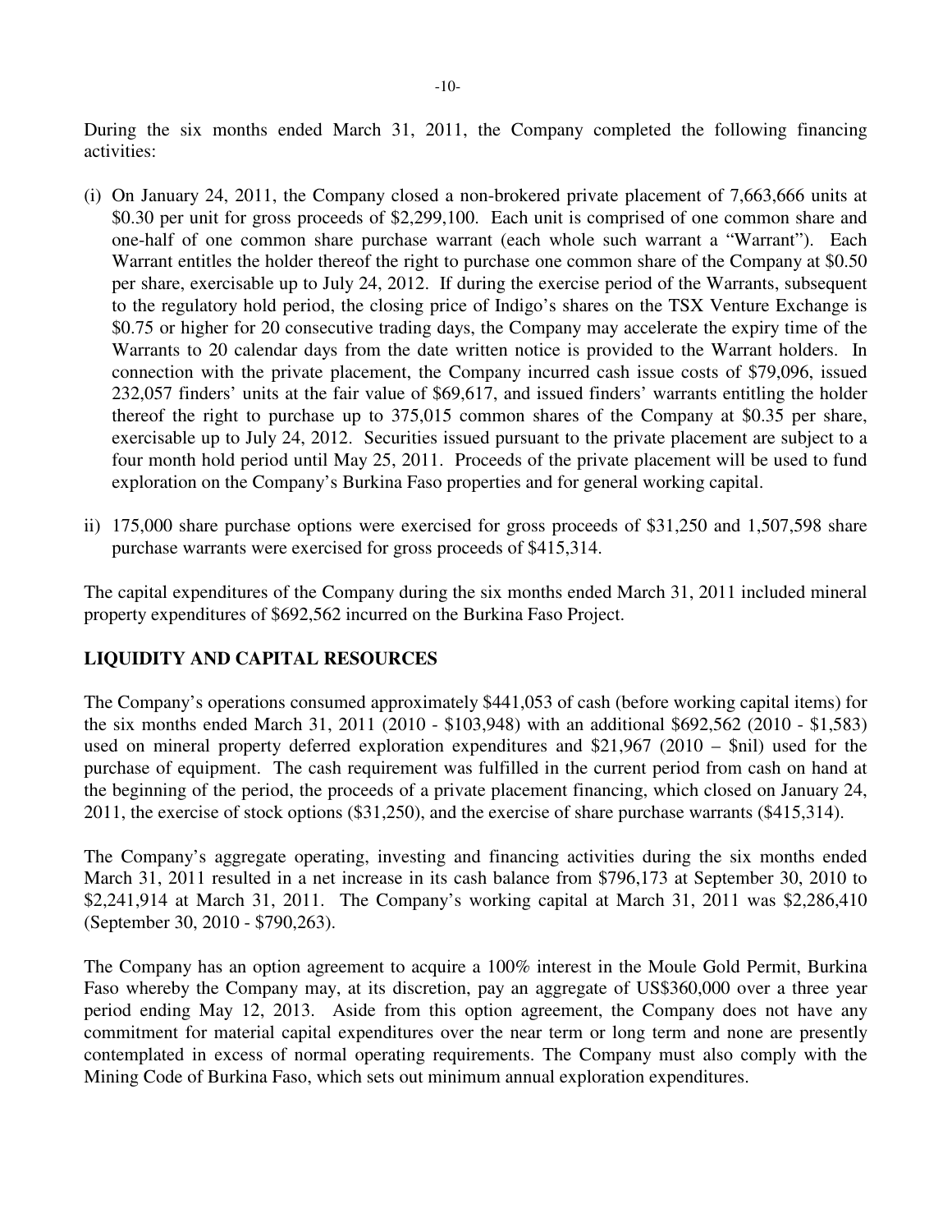During the six months ended March 31, 2011, the Company completed the following financing activities:

(i) On January 24, 2011, the Company closed a non-brokered private placement of 7,663,666 units at $0.30 per unit for gross proceeds of $2,299,100. Each unit is comprised of one common share and one-half of one common share purchase warrant (each whole such warrant a "Warrant"). Each Warrant entitles the holder thereof the right to purchase one common share of the Company at $0.50 per share, exercisable up to July 24, 2012. If during the exercise period of the Warrants, subsequent to the regulatory hold period, the closing price of Indigo's shares on the TSX Venture Exchange is $0.75 or higher for 20 consecutive trading days, the Company may accelerate the expiry time of the Warrants to 20 calendar days from the date written notice is provided to the Warrant holders. In connection with the private placement, the Company incurred cash issue costs of $79,096, issued 232,057 finders' units at the fair value of $69,617, and issued finders' warrants entitling the holder thereof the right to purchase up to 375,015 common shares of the Company at $0.35 per share, exercisable up to July 24, 2012. Securities issued pursuant to the private placement are subject to a four month hold period until May 25, 2011. Proceeds of the private placement will be used to fund exploration on the Company's Burkina Faso properties and for general working capital.

ii) 175,000 share purchase options were exercised for gross proceeds of $31,250 and 1,507,598 share purchase warrants were exercised for gross proceeds of $415,314.

The capital expenditures of the Company during the six months ended March 31, 2011 included mineral property expenditures of $692,562 incurred on the Burkina Faso Project.

## LIQUIDITY AND CAPITAL RESOURCES

The Company's operations consumed approximately $441,053 of cash (before working capital items) for the six months ended March 31, 2011 (2010 - $103,948) with an additional $692,562 (2010 - $1,583) used on mineral property deferred exploration expenditures and $21,967 (2010 – $nil) used for the purchase of equipment. The cash requirement was fulfilled in the current period from cash on hand at the beginning of the period, the proceeds of a private placement financing, which closed on January 24, 2011, the exercise of stock options ($31,250), and the exercise of share purchase warrants ($415,314).

The Company's aggregate operating, investing and financing activities during the six months ended March 31, 2011 resulted in a net increase in its cash balance from $796,173 at September 30, 2010 to $2,241,914 at March 31, 2011. The Company's working capital at March 31, 2011 was $2,286,410 (September 30, 2010 - $790,263).

The Company has an option agreement to acquire a 100% interest in the Moule Gold Permit, Burkina Faso whereby the Company may, at its discretion, pay an aggregate of US$360,000 over a three year period ending May 12, 2013. Aside from this option agreement, the Company does not have any commitment for material capital expenditures over the near term or long term and none are presently contemplated in excess of normal operating requirements. The Company must also comply with the Mining Code of Burkina Faso, which sets out minimum annual exploration expenditures.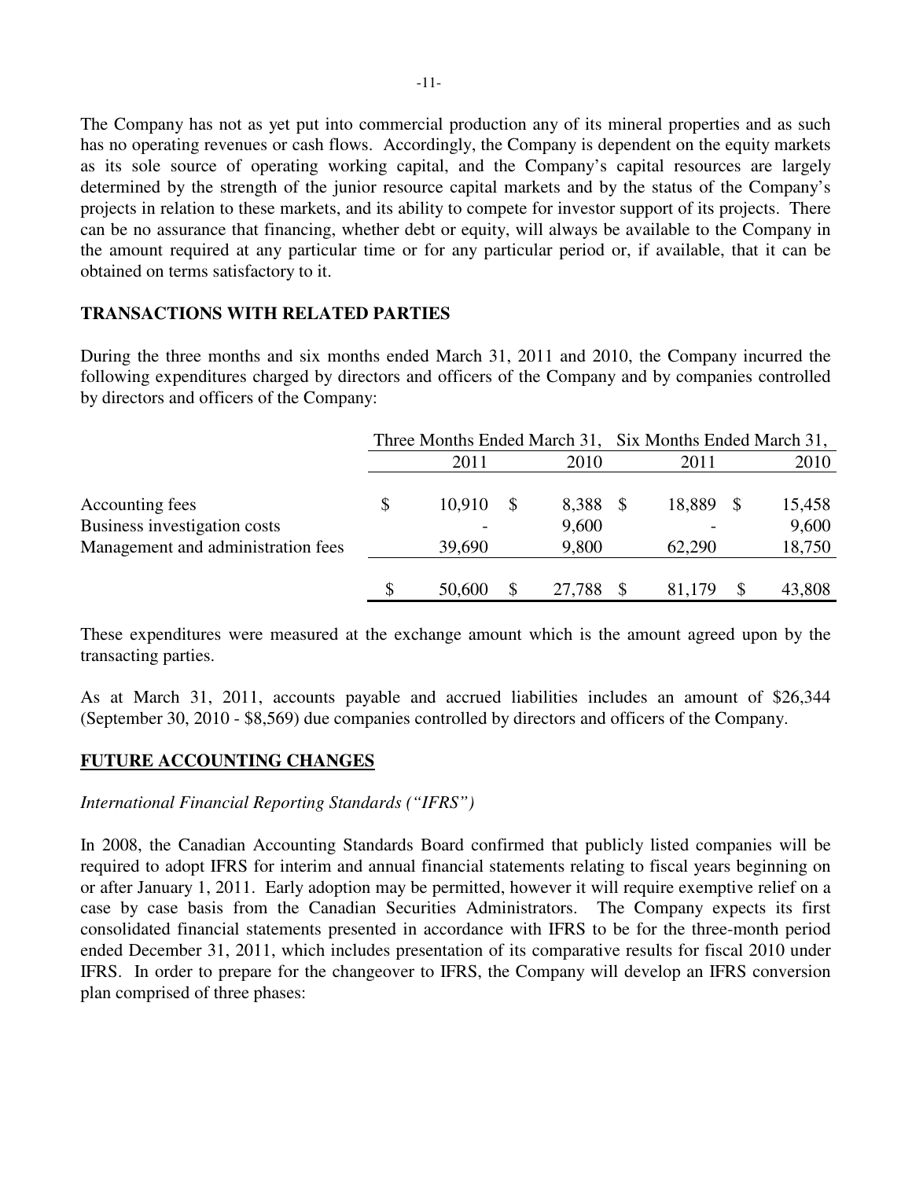The Company has not as yet put into commercial production any of its mineral properties and as such has no operating revenues or cash flows. Accordingly, the Company is dependent on the equity markets as its sole source of operating working capital, and the Company's capital resources are largely determined by the strength of the junior resource capital markets and by the status of the Company's projects in relation to these markets, and its ability to compete for investor support of its projects. There can be no assurance that financing, whether debt or equity, will always be available to the Company in the amount required at any particular time or for any particular period or, if available, that it can be obtained on terms satisfactory to it.

**TRANSACTIONS WITH RELATED PARTIES**

During the three months and six months ended March 31, 2011 and 2010, the Company incurred the following expenditures charged by directors and officers of the Company and by companies controlled by directors and officers of the Company:

| | Three Months Ended March 31, | | Six Months Ended March 31, | |
|---|---|---|---|---|
| | 2011 | 2010 | 2011 | 2010 |
| Accounting fees | $ 10,910 | $ 8,388 | $ 18,889 | $ 15,458 |
| Business investigation costs | - | 9,600 | - | 9,600 |
| Management and administration fees | 39,690 | 9,800 | 62,290 | 18,750 |
| | $ 50,600 | $ 27,788 | $ 81,179 | $ 43,808 |

These expenditures were measured at the exchange amount which is the amount agreed upon by the transacting parties.

As at March 31, 2011, accounts payable and accrued liabilities includes an amount of $26,344 (September 30, 2010 - $8,569) due companies controlled by directors and officers of the Company.

**FUTURE ACCOUNTING CHANGES**

*International Financial Reporting Standards ("IFRS")*

In 2008, the Canadian Accounting Standards Board confirmed that publicly listed companies will be required to adopt IFRS for interim and annual financial statements relating to fiscal years beginning on or after January 1, 2011. Early adoption may be permitted, however it will require exemptive relief on a case by case basis from the Canadian Securities Administrators. The Company expects its first consolidated financial statements presented in accordance with IFRS to be for the three-month period ended December 31, 2011, which includes presentation of its comparative results for fiscal 2010 under IFRS. In order to prepare for the changeover to IFRS, the Company will develop an IFRS conversion plan comprised of three phases: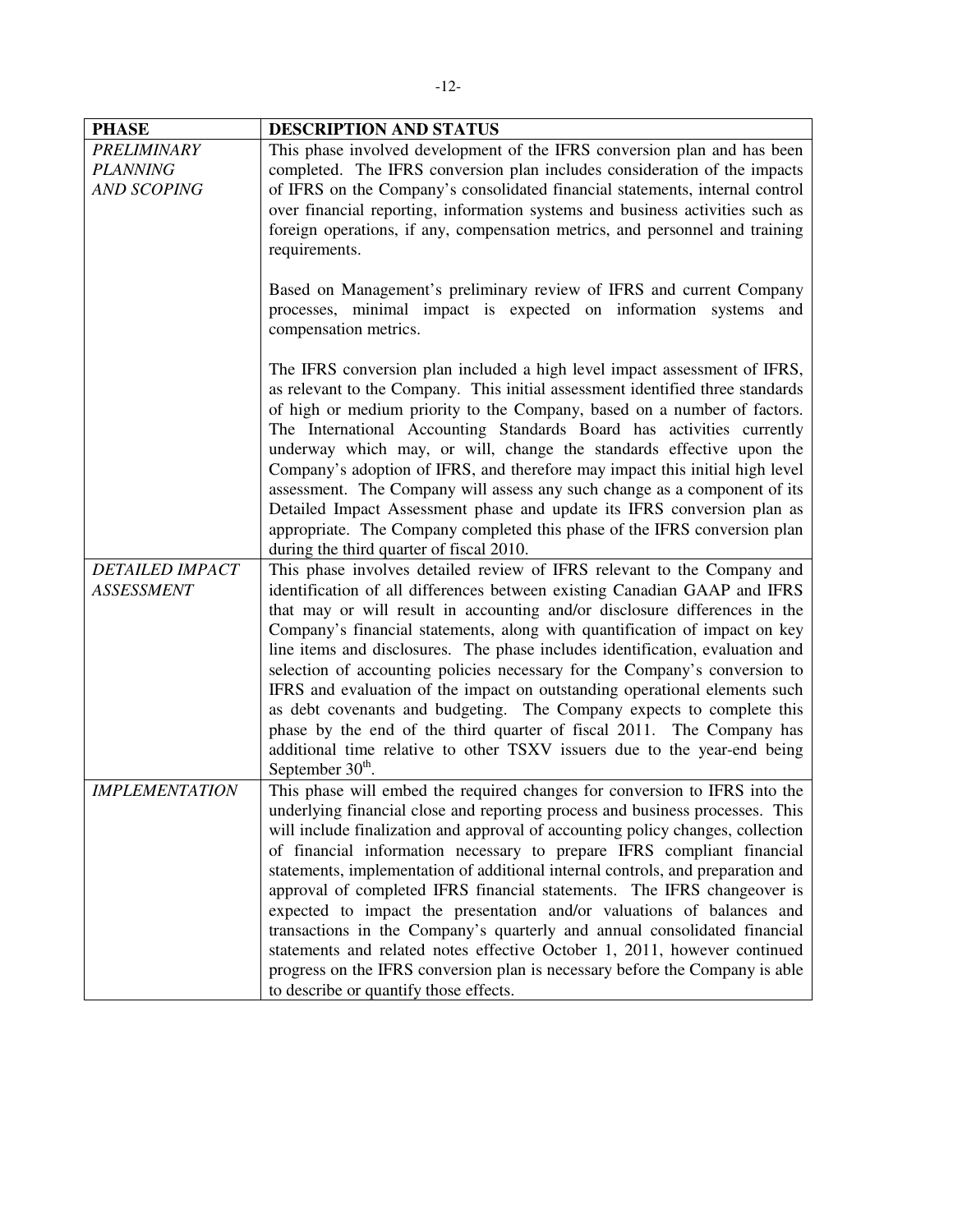| **PHASE** | **DESCRIPTION AND STATUS** |
|---|---|
| *PRELIMINARY PLANNING AND SCOPING* | This phase involved development of the IFRS conversion plan and has been completed. The IFRS conversion plan includes consideration of the impacts of IFRS on the Company's consolidated financial statements, internal control over financial reporting, information systems and business activities such as foreign operations, if any, compensation metrics, and personnel and training requirements.<br><br>Based on Management's preliminary review of IFRS and current Company processes, minimal impact is expected on information systems and compensation metrics.<br><br>The IFRS conversion plan included a high level impact assessment of IFRS, as relevant to the Company. This initial assessment identified three standards of high or medium priority to the Company, based on a number of factors. The International Accounting Standards Board has activities currently underway which may, or will, change the standards effective upon the Company's adoption of IFRS, and therefore may impact this initial high level assessment. The Company will assess any such change as a component of its Detailed Impact Assessment phase and update its IFRS conversion plan as appropriate. The Company completed this phase of the IFRS conversion plan during the third quarter of fiscal 2010. |
| *DETAILED IMPACT ASSESSMENT* | This phase involves detailed review of IFRS relevant to the Company and identification of all differences between existing Canadian GAAP and IFRS that may or will result in accounting and/or disclosure differences in the Company's financial statements, along with quantification of impact on key line items and disclosures. The phase includes identification, evaluation and selection of accounting policies necessary for the Company's conversion to IFRS and evaluation of the impact on outstanding operational elements such as debt covenants and budgeting. The Company expects to complete this phase by the end of the third quarter of fiscal 2011. The Company has additional time relative to other TSXV issuers due to the year-end being September 30th. |
| *IMPLEMENTATION* | This phase will embed the required changes for conversion to IFRS into the underlying financial close and reporting process and business processes. This will include finalization and approval of accounting policy changes, collection of financial information necessary to prepare IFRS compliant financial statements, implementation of additional internal controls, and preparation and approval of completed IFRS financial statements. The IFRS changeover is expected to impact the presentation and/or valuations of balances and transactions in the Company's quarterly and annual consolidated financial statements and related notes effective October 1, 2011, however continued progress on the IFRS conversion plan is necessary before the Company is able to describe or quantify those effects. |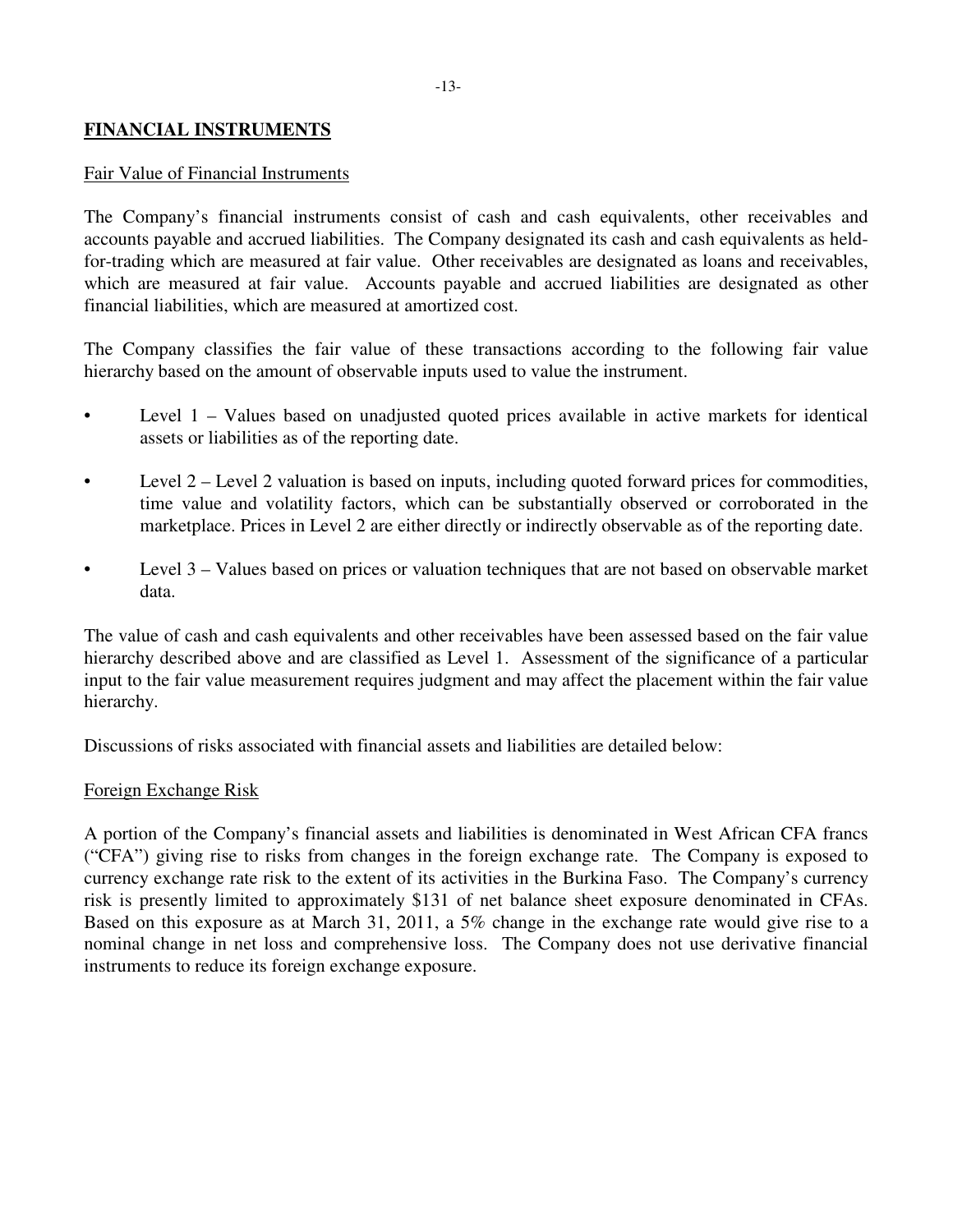## FINANCIAL INSTRUMENTS

### Fair Value of Financial Instruments

The Company's financial instruments consist of cash and cash equivalents, other receivables and accounts payable and accrued liabilities. The Company designated its cash and cash equivalents as held-for-trading which are measured at fair value. Other receivables are designated as loans and receivables, which are measured at fair value. Accounts payable and accrued liabilities are designated as other financial liabilities, which are measured at amortized cost.

The Company classifies the fair value of these transactions according to the following fair value hierarchy based on the amount of observable inputs used to value the instrument.

- Level 1 – Values based on unadjusted quoted prices available in active markets for identical assets or liabilities as of the reporting date.
- Level 2 – Level 2 valuation is based on inputs, including quoted forward prices for commodities, time value and volatility factors, which can be substantially observed or corroborated in the marketplace. Prices in Level 2 are either directly or indirectly observable as of the reporting date.
- Level 3 – Values based on prices or valuation techniques that are not based on observable market data.

The value of cash and cash equivalents and other receivables have been assessed based on the fair value hierarchy described above and are classified as Level 1. Assessment of the significance of a particular input to the fair value measurement requires judgment and may affect the placement within the fair value hierarchy.

Discussions of risks associated with financial assets and liabilities are detailed below:

### Foreign Exchange Risk

A portion of the Company's financial assets and liabilities is denominated in West African CFA francs ("CFA") giving rise to risks from changes in the foreign exchange rate. The Company is exposed to currency exchange rate risk to the extent of its activities in the Burkina Faso. The Company's currency risk is presently limited to approximately $131 of net balance sheet exposure denominated in CFAs. Based on this exposure as at March 31, 2011, a 5% change in the exchange rate would give rise to a nominal change in net loss and comprehensive loss. The Company does not use derivative financial instruments to reduce its foreign exchange exposure.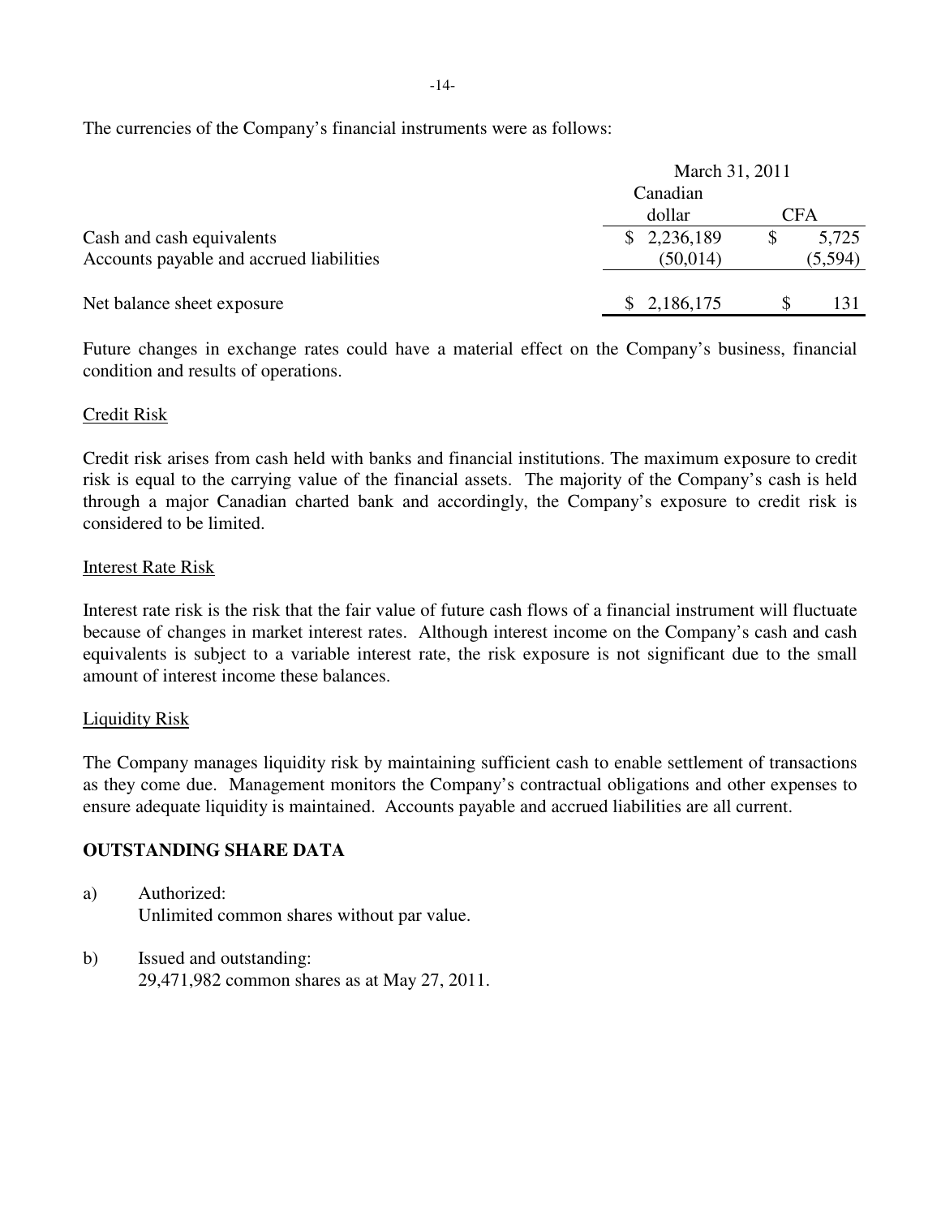The currencies of the Company's financial instruments were as follows:

| | March 31, 2011 | |
|---|---|---|
| | Canadian dollar | CFA |
| Cash and cash equivalents | $ 2,236,189 | $ 5,725 |
| Accounts payable and accrued liabilities | (50,014) | (5,594) |
| Net balance sheet exposure | $ 2,186,175 | $ 131 |

Future changes in exchange rates could have a material effect on the Company's business, financial condition and results of operations.

Credit Risk

Credit risk arises from cash held with banks and financial institutions. The maximum exposure to credit risk is equal to the carrying value of the financial assets. The majority of the Company's cash is held through a major Canadian charted bank and accordingly, the Company's exposure to credit risk is considered to be limited.

Interest Rate Risk

Interest rate risk is the risk that the fair value of future cash flows of a financial instrument will fluctuate because of changes in market interest rates. Although interest income on the Company's cash and cash equivalents is subject to a variable interest rate, the risk exposure is not significant due to the small amount of interest income these balances.

Liquidity Risk

The Company manages liquidity risk by maintaining sufficient cash to enable settlement of transactions as they come due. Management monitors the Company's contractual obligations and other expenses to ensure adequate liquidity is maintained. Accounts payable and accrued liabilities are all current.

## OUTSTANDING SHARE DATA

a) Authorized:
   Unlimited common shares without par value.

b) Issued and outstanding:
   29,471,982 common shares as at May 27, 2011.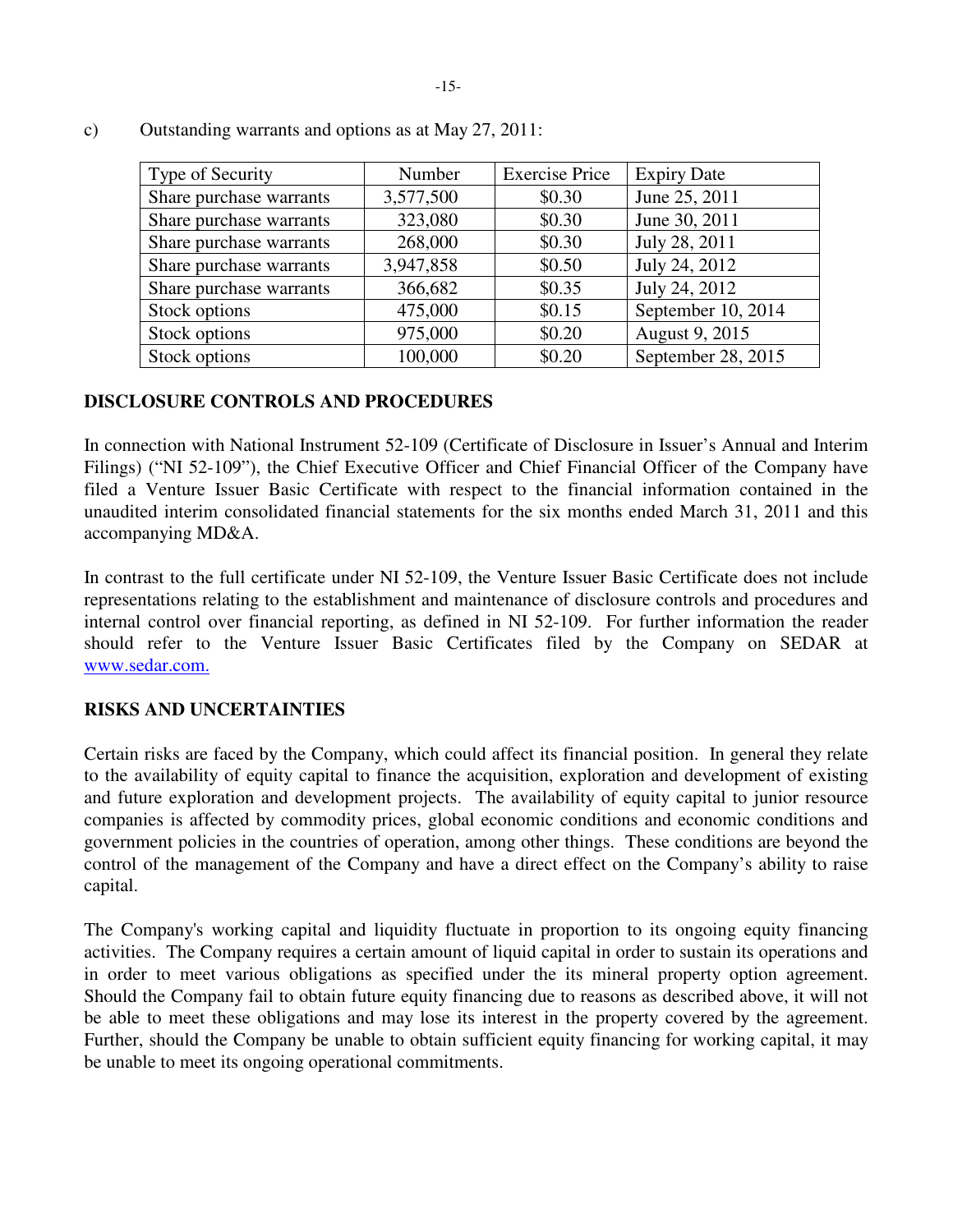c) Outstanding warrants and options as at May 27, 2011:

| Type of Security | Number | Exercise Price | Expiry Date |
|---|---|---|---|
| Share purchase warrants | 3,577,500 | $0.30 | June 25, 2011 |
| Share purchase warrants | 323,080 | $0.30 | June 30, 2011 |
| Share purchase warrants | 268,000 | $0.30 | July 28, 2011 |
| Share purchase warrants | 3,947,858 | $0.50 | July 24, 2012 |
| Share purchase warrants | 366,682 | $0.35 | July 24, 2012 |
| Stock options | 475,000 | $0.15 | September 10, 2014 |
| Stock options | 975,000 | $0.20 | August 9, 2015 |
| Stock options | 100,000 | $0.20 | September 28, 2015 |

## DISCLOSURE CONTROLS AND PROCEDURES

In connection with National Instrument 52-109 (Certificate of Disclosure in Issuer's Annual and Interim Filings) ("NI 52-109"), the Chief Executive Officer and Chief Financial Officer of the Company have filed a Venture Issuer Basic Certificate with respect to the financial information contained in the unaudited interim consolidated financial statements for the six months ended March 31, 2011 and this accompanying MD&A.

In contrast to the full certificate under NI 52-109, the Venture Issuer Basic Certificate does not include representations relating to the establishment and maintenance of disclosure controls and procedures and internal control over financial reporting, as defined in NI 52-109. For further information the reader should refer to the Venture Issuer Basic Certificates filed by the Company on SEDAR at www.sedar.com.

## RISKS AND UNCERTAINTIES

Certain risks are faced by the Company, which could affect its financial position. In general they relate to the availability of equity capital to finance the acquisition, exploration and development of existing and future exploration and development projects. The availability of equity capital to junior resource companies is affected by commodity prices, global economic conditions and economic conditions and government policies in the countries of operation, among other things. These conditions are beyond the control of the management of the Company and have a direct effect on the Company's ability to raise capital.

The Company's working capital and liquidity fluctuate in proportion to its ongoing equity financing activities. The Company requires a certain amount of liquid capital in order to sustain its operations and in order to meet various obligations as specified under the its mineral property option agreement. Should the Company fail to obtain future equity financing due to reasons as described above, it will not be able to meet these obligations and may lose its interest in the property covered by the agreement. Further, should the Company be unable to obtain sufficient equity financing for working capital, it may be unable to meet its ongoing operational commitments.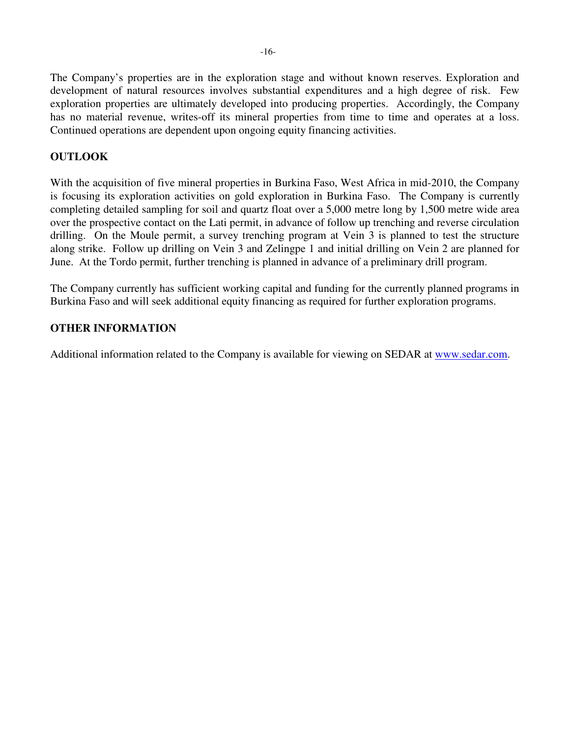The Company's properties are in the exploration stage and without known reserves. Exploration and development of natural resources involves substantial expenditures and a high degree of risk. Few exploration properties are ultimately developed into producing properties. Accordingly, the Company has no material revenue, writes-off its mineral properties from time to time and operates at a loss. Continued operations are dependent upon ongoing equity financing activities.

## OUTLOOK

With the acquisition of five mineral properties in Burkina Faso, West Africa in mid-2010, the Company is focusing its exploration activities on gold exploration in Burkina Faso. The Company is currently completing detailed sampling for soil and quartz float over a 5,000 metre long by 1,500 metre wide area over the prospective contact on the Lati permit, in advance of follow up trenching and reverse circulation drilling. On the Moule permit, a survey trenching program at Vein 3 is planned to test the structure along strike. Follow up drilling on Vein 3 and Zelingpe 1 and initial drilling on Vein 2 are planned for June. At the Tordo permit, further trenching is planned in advance of a preliminary drill program.

The Company currently has sufficient working capital and funding for the currently planned programs in Burkina Faso and will seek additional equity financing as required for further exploration programs.

## OTHER INFORMATION

Additional information related to the Company is available for viewing on SEDAR at [www.sedar.com](http://www.sedar.com).